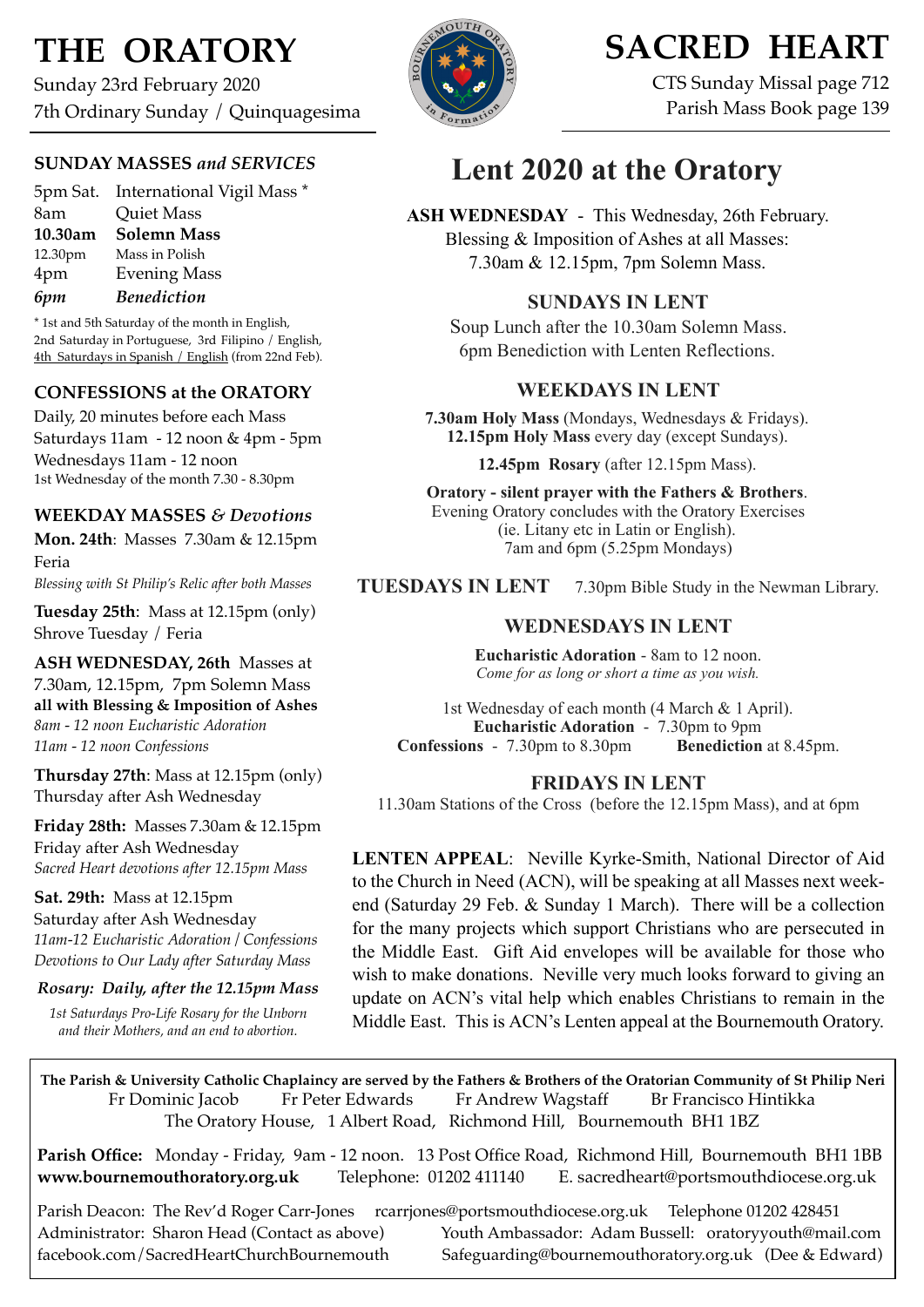# THE ORATORY

Sunday 23rd February 2020
7th Ordinary Sunday / Quinquagesima

# SACRED HEART

CTS Sunday Missal page 712
Parish Mass Book page 139

### SUNDAY MASSES *and SERVICES*

5pm Sat. International Vigil Mass *
8am Quiet Mass
**10.30am Solemn Mass**
12.30pm Mass in Polish
4pm Evening Mass
***6pm Benediction***

* 1st and 5th Saturday of the month in English, 2nd Saturday in Portuguese, 3rd Filipino / English, 4th Saturdays in Spanish / English (from 22nd Feb).

### CONFESSIONS at the ORATORY

Daily, 20 minutes before each Mass
Saturdays 11am - 12 noon & 4pm - 5pm
Wednesdays 11am - 12 noon
1st Wednesday of the month 7.30 - 8.30pm

### WEEKDAY MASSES *& Devotions*

**Mon. 24th**: Masses 7.30am & 12.15pm
Feria
*Blessing with St Philip's Relic after both Masses*

**Tuesday 25th**: Mass at 12.15pm (only)
Shrove Tuesday / Feria

**ASH WEDNESDAY, 26th** Masses at 7.30am, 12.15pm, 7pm Solemn Mass
**all with Blessing & Imposition of Ashes**
*8am - 12 noon Eucharistic Adoration*
*11am - 12 noon Confessions*

**Thursday 27th**: Mass at 12.15pm (only)
Thursday after Ash Wednesday

**Friday 28th:** Masses 7.30am & 12.15pm
Friday after Ash Wednesday
*Sacred Heart devotions after 12.15pm Mass*

**Sat. 29th:** Mass at 12.15pm
Saturday after Ash Wednesday
*11am-12 Eucharistic Adoration / Confessions*
*Devotions to Our Lady after Saturday Mass*

***Rosary: Daily, after the 12.15pm Mass***

*1st Saturdays Pro-Life Rosary for the Unborn and their Mothers, and an end to abortion.*

## Lent 2020 at the Oratory

**ASH WEDNESDAY** - This Wednesday, 26th February.
Blessing & Imposition of Ashes at all Masses:
7.30am & 12.15pm, 7pm Solemn Mass.

### SUNDAYS IN LENT

Soup Lunch after the 10.30am Solemn Mass.
6pm Benediction with Lenten Reflections.

### WEEKDAYS IN LENT

**7.30am Holy Mass** (Mondays, Wednesdays & Fridays).
**12.15pm Holy Mass** every day (except Sundays).

**12.45pm Rosary** (after 12.15pm Mass).

**Oratory - silent prayer with the Fathers & Brothers**.
Evening Oratory concludes with the Oratory Exercises (ie. Litany etc in Latin or English).
7am and 6pm (5.25pm Mondays)

**TUESDAYS IN LENT** 7.30pm Bible Study in the Newman Library.

### WEDNESDAYS IN LENT

**Eucharistic Adoration** - 8am to 12 noon.
*Come for as long or short a time as you wish.*

1st Wednesday of each month (4 March & 1 April).
**Eucharistic Adoration** - 7.30pm to 9pm
**Confessions** - 7.30pm to 8.30pm **Benediction** at 8.45pm.

### FRIDAYS IN LENT

11.30am Stations of the Cross (before the 12.15pm Mass), and at 6pm

**LENTEN APPEAL**: Neville Kyrke-Smith, National Director of Aid to the Church in Need (ACN), will be speaking at all Masses next weekend (Saturday 29 Feb. & Sunday 1 March). There will be a collection for the many projects which support Christians who are persecuted in the Middle East. Gift Aid envelopes will be available for those who wish to make donations. Neville very much looks forward to giving an update on ACN's vital help which enables Christians to remain in the Middle East. This is ACN's Lenten appeal at the Bournemouth Oratory.

**The Parish & University Catholic Chaplaincy are served by the Fathers & Brothers of the Oratorian Community of St Philip Neri**
Fr Dominic Jacob Fr Peter Edwards Fr Andrew Wagstaff Br Francisco Hintikka
The Oratory House, 1 Albert Road, Richmond Hill, Bournemouth BH1 1BZ

**Parish Office:** Monday - Friday, 9am - 12 noon. 13 Post Office Road, Richmond Hill, Bournemouth BH1 1BB
**www.bournemouthoratory.org.uk** Telephone: 01202 411140 E. sacredheart@portsmouthdiocese.org.uk

Parish Deacon: The Rev'd Roger Carr-Jones rcarrjones@portsmouthdiocese.org.uk Telephone 01202 428451
Administrator: Sharon Head (Contact as above) Youth Ambassador: Adam Bussell: oratoryyouth@mail.com
facebook.com/SacredHeartChurchBournemouth Safeguarding@bournemouthoratory.org.uk (Dee & Edward)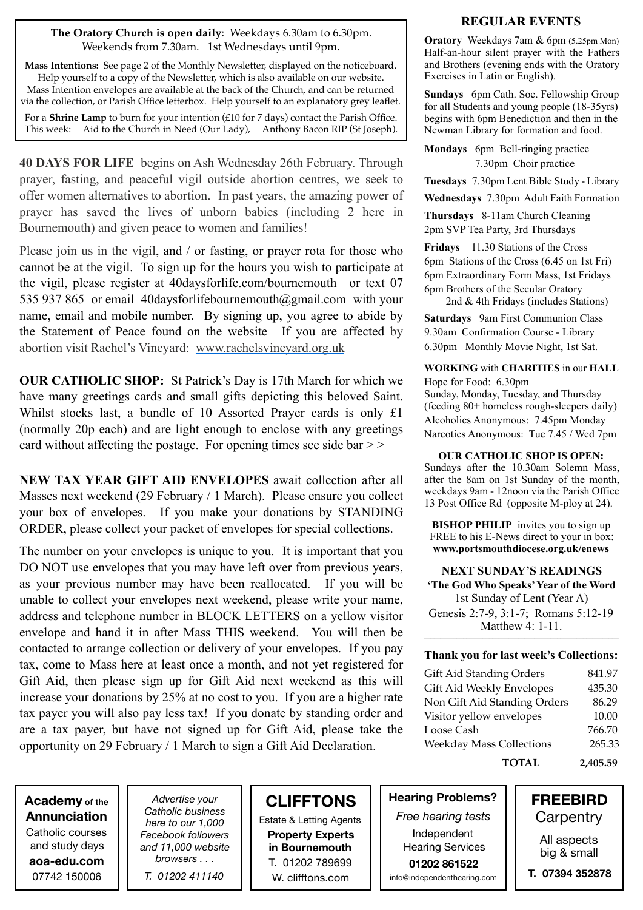**The Oratory Church is open daily**: Weekdays 6.30am to 6.30pm. Weekends from 7.30am. 1st Wednesdays until 9pm.

**Mass Intentions:** See page 2 of the Monthly Newsletter, displayed on the noticeboard. Help yourself to a copy of the Newsletter, which is also available on our website. Mass Intention envelopes are available at the back of the Church, and can be returned via the collection, or Parish Office letterbox. Help yourself to an explanatory grey leaflet.

For a **Shrine Lamp** to burn for your intention (£10 for 7 days) contact the Parish Office. This week: Aid to the Church in Need (Our Lady), Anthony Bacon RIP (St Joseph).

**40 DAYS FOR LIFE** begins on Ash Wednesday 26th February. Through prayer, fasting, and peaceful vigil outside abortion centres, we seek to offer women alternatives to abortion. In past years, the amazing power of prayer has saved the lives of unborn babies (including 2 here in Bournemouth) and given peace to women and families!

Please join us in the vigil, and / or fasting, or prayer rota for those who cannot be at the vigil. To sign up for the hours you wish to participate at the vigil, please register at 40daysforlife.com/bournemouth or text 07 535 937 865 or email 40daysforlifebournemouth@gmail.com with your name, email and mobile number. By signing up, you agree to abide by the Statement of Peace found on the website If you are affected by abortion visit Rachel's Vineyard: www.rachelsvineyard.org.uk

**OUR CATHOLIC SHOP:** St Patrick's Day is 17th March for which we have many greetings cards and small gifts depicting this beloved Saint. Whilst stocks last, a bundle of 10 Assorted Prayer cards is only £1 (normally 20p each) and are light enough to enclose with any greetings card without affecting the postage. For opening times see side bar > >

**NEW TAX YEAR GIFT AID ENVELOPES** await collection after all Masses next weekend (29 February / 1 March). Please ensure you collect your box of envelopes. If you make your donations by STANDING ORDER, please collect your packet of envelopes for special collections.

The number on your envelopes is unique to you. It is important that you DO NOT use envelopes that you may have left over from previous years, as your previous number may have been reallocated. If you will be unable to collect your envelopes next weekend, please write your name, address and telephone number in BLOCK LETTERS on a yellow visitor envelope and hand it in after Mass THIS weekend. You will then be contacted to arrange collection or delivery of your envelopes. If you pay tax, come to Mass here at least once a month, and not yet registered for Gift Aid, then please sign up for Gift Aid next weekend as this will increase your donations by 25% at no cost to you. If you are a higher rate tax payer you will also pay less tax! If you donate by standing order and are a tax payer, but have not signed up for Gift Aid, please take the opportunity on 29 February / 1 March to sign a Gift Aid Declaration.

## REGULAR EVENTS

**Oratory** Weekdays 7am & 6pm (5.25pm Mon) Half-an-hour silent prayer with the Fathers and Brothers (evening ends with the Oratory Exercises in Latin or English).

**Sundays** 6pm Cath. Soc. Fellowship Group for all Students and young people (18-35yrs) begins with 6pm Benediction and then in the Newman Library for formation and food.

**Mondays** 6pm Bell-ringing practice
7.30pm Choir practice

**Tuesdays** 7.30pm Lent Bible Study - Library

**Wednesdays** 7.30pm Adult Faith Formation

**Thursdays** 8-11am Church Cleaning
2pm SVP Tea Party, 3rd Thursdays

**Fridays** 11.30 Stations of the Cross
6pm Stations of the Cross (6.45 on 1st Fri)
6pm Extraordinary Form Mass, 1st Fridays
6pm Brothers of the Secular Oratory
2nd & 4th Fridays (includes Stations)

**Saturdays** 9am First Communion Class
9.30am Confirmation Course - Library
6.30pm Monthly Movie Night, 1st Sat.

**WORKING** with **CHARITIES** in our **HALL**
Hope for Food: 6.30pm
Sunday, Monday, Tuesday, and Thursday (feeding 80+ homeless rough-sleepers daily)
Alcoholics Anonymous: 7.45pm Monday
Narcotics Anonymous: Tue 7.45 / Wed 7pm

**OUR CATHOLIC SHOP IS OPEN:**
Sundays after the 10.30am Solemn Mass, after the 8am on 1st Sunday of the month, weekdays 9am - 12noon via the Parish Office 13 Post Office Rd (opposite M-ploy at 24).

**BISHOP PHILIP** invites you to sign up FREE to his E-News direct to your in box: **www.portsmouthdiocese.org.uk/enews**

**NEXT SUNDAY'S READINGS**
**'The God Who Speaks' Year of the Word**
1st Sunday of Lent (Year A)
Genesis 2:7-9, 3:1-7; Romans 5:12-19
Matthew 4: 1-11.

**Thank you for last week's Collections:**

| | |
|---|---|
| Gift Aid Standing Orders | 841.97 |
| Gift Aid Weekly Envelopes | 435.30 |
| Non Gift Aid Standing Orders | 86.29 |
| Visitor yellow envelopes | 10.00 |
| Loose Cash | 766.70 |
| Weekday Mass Collections | 265.33 |
| **TOTAL** | **2,405.59** |

**Academy of the Annunciation**
Catholic courses and study days
**aoa-edu.com**
07742 150006

*Advertise your Catholic business here to our 1,000 Facebook followers and 11,000 website browsers . . .*
*T. 01202 411140*

**CLIFFTONS**
Estate & Letting Agents
**Property Experts in Bournemouth**
T. 01202 789699
W. clifftons.com

**Hearing Problems?**
*Free hearing tests*
Independent Hearing Services
**01202 861522**
info@independenthearing.com

**FREEBIRD** Carpentry
All aspects big & small
**T. 07394 352878**